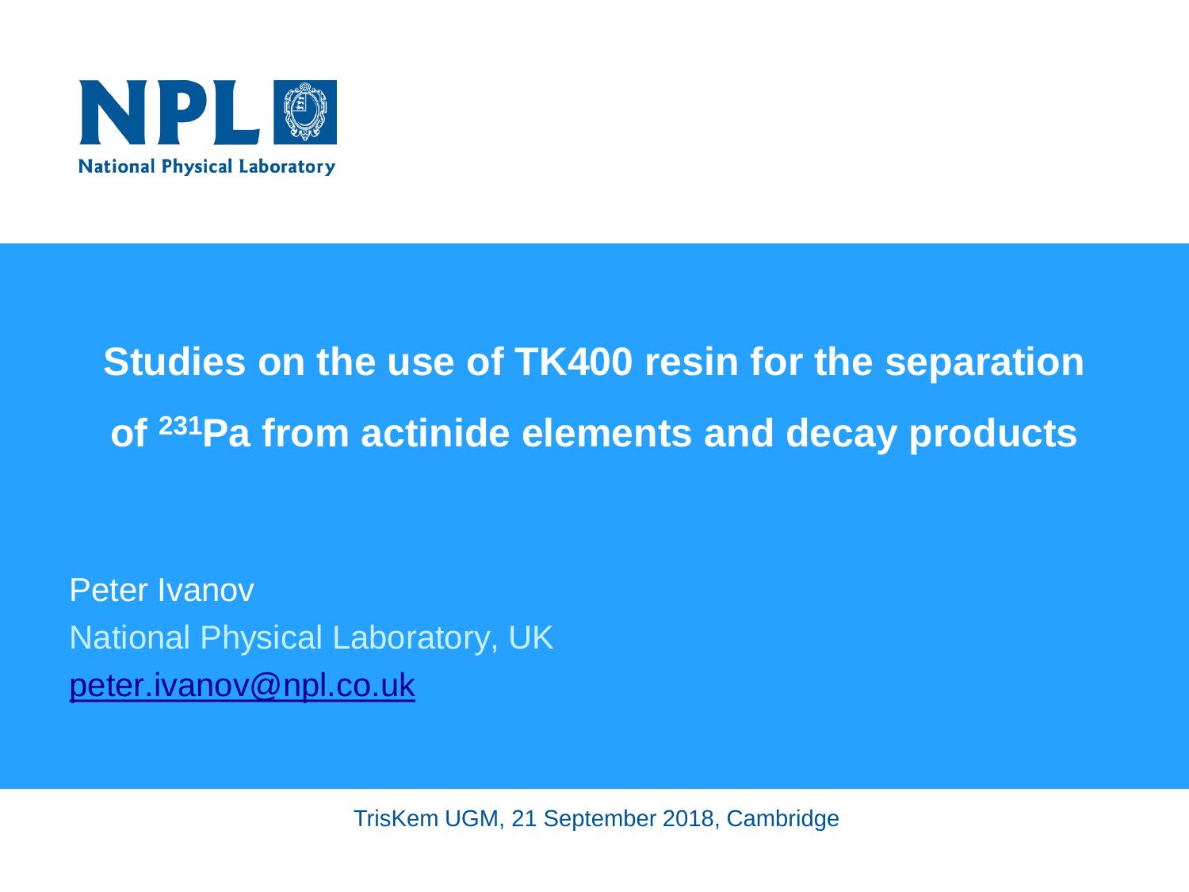NPL

National Physical Laboratory

# Studies on the use of TK400 resin for the separation of $^{231}$Pa from actinide elements and decay products

Peter Ivanov

National Physical Laboratory, UK

peter.ivanov@npl.co.uk

TrisKem UGM, 21 September 2018, Cambridge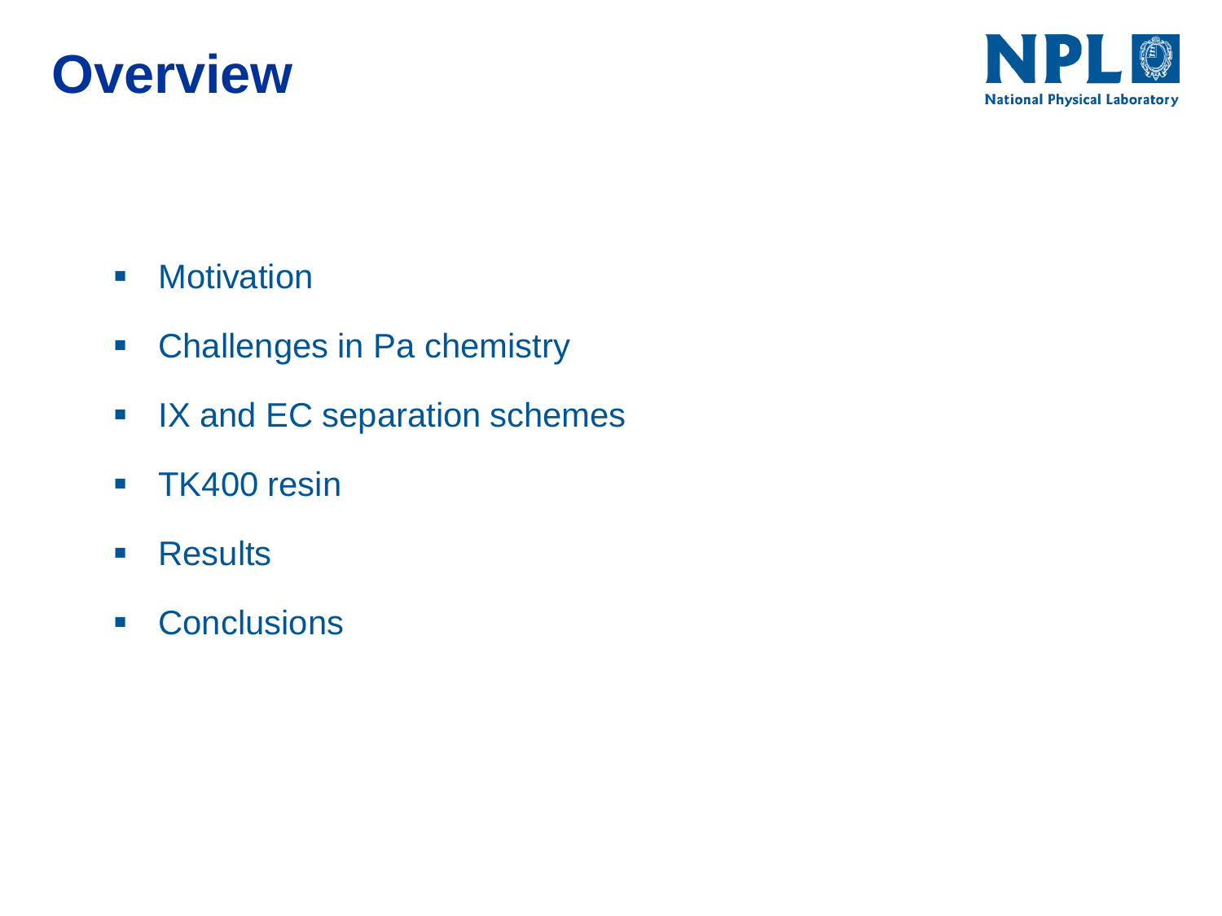# Overview

- Motivation
- Challenges in Pa chemistry
- IX and EC separation schemes
- TK400 resin
- Results
- Conclusions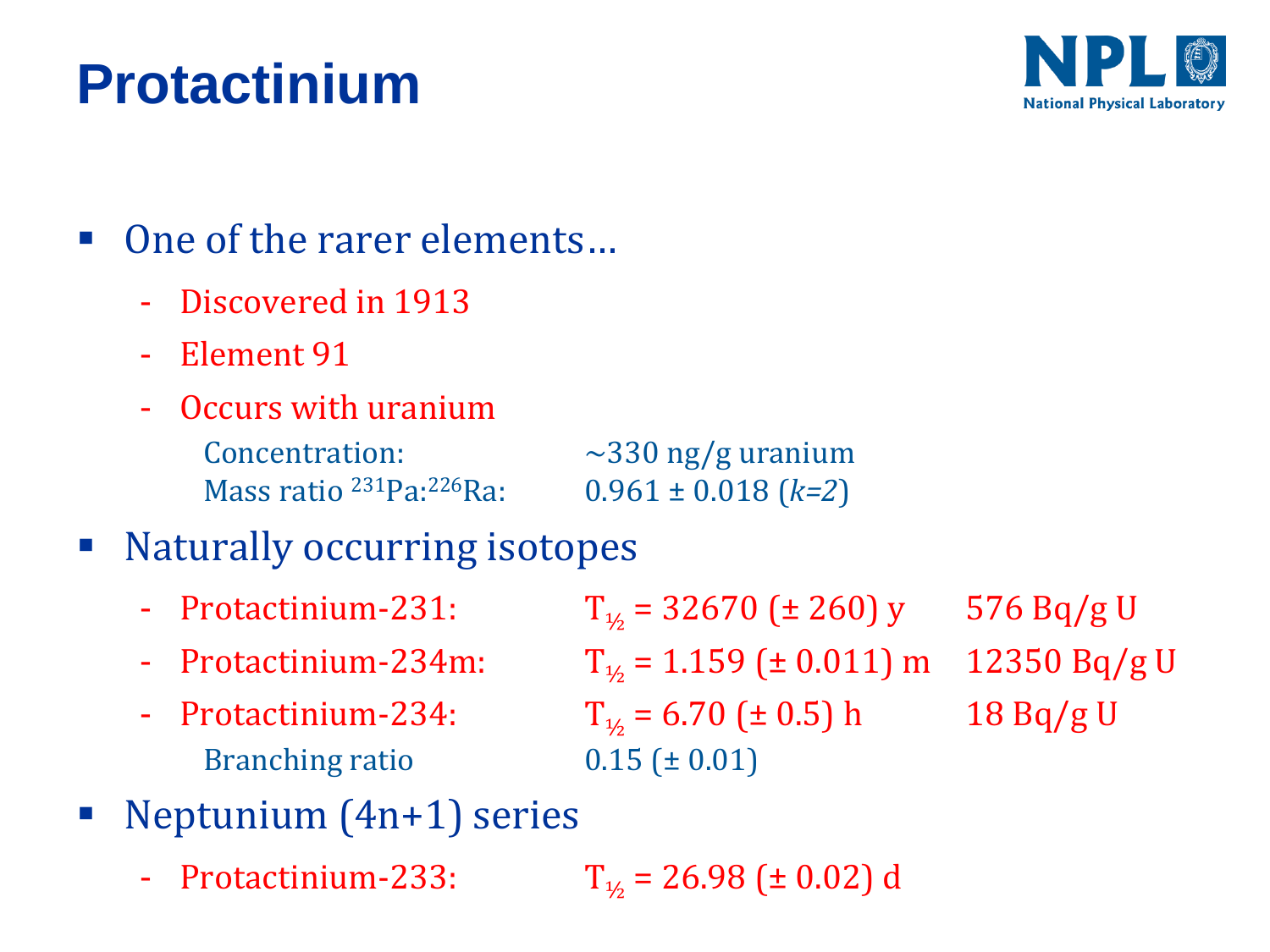# Protactinium

- One of the rarer elements…
  - Discovered in 1913
  - Element 91
  - Occurs with uranium

    Concentration: ~330 ng/g uranium
    Mass ratio $^{231}$Pa:$^{226}$Ra: 0.961 ± 0.018 (*k=2*)

- Naturally occurring isotopes
  - Protactinium-231: $T_{½}$ = 32670 (± 260) y 576 Bq/g U
  - Protactinium-234m: $T_{½}$ = 1.159 (± 0.011) m 12350 Bq/g U
  - Protactinium-234: $T_{½}$ = 6.70 (± 0.5) h 18 Bq/g U

    Branching ratio 0.15 (± 0.01)

- Neptunium (4n+1) series
  - Protactinium-233: $T_{½}$ = 26.98 (± 0.02) d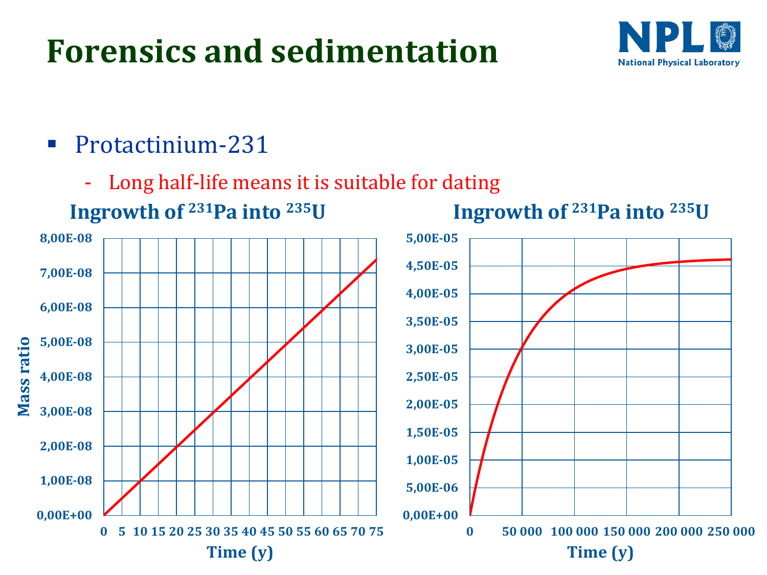# Forensics and sedimentation

- Protactinium-231
  - Long half-life means it is suitable for dating

**Ingrowth of $^{231}$Pa into $^{235}$U**

Mass ratio (0,00E+00 to 8,00E-08) vs Time (y) (0 to 75)

**Ingrowth of $^{231}$Pa into $^{235}$U**

Mass ratio (0,00E+00 to 5,00E-05) vs Time (y) (0 to 250 000)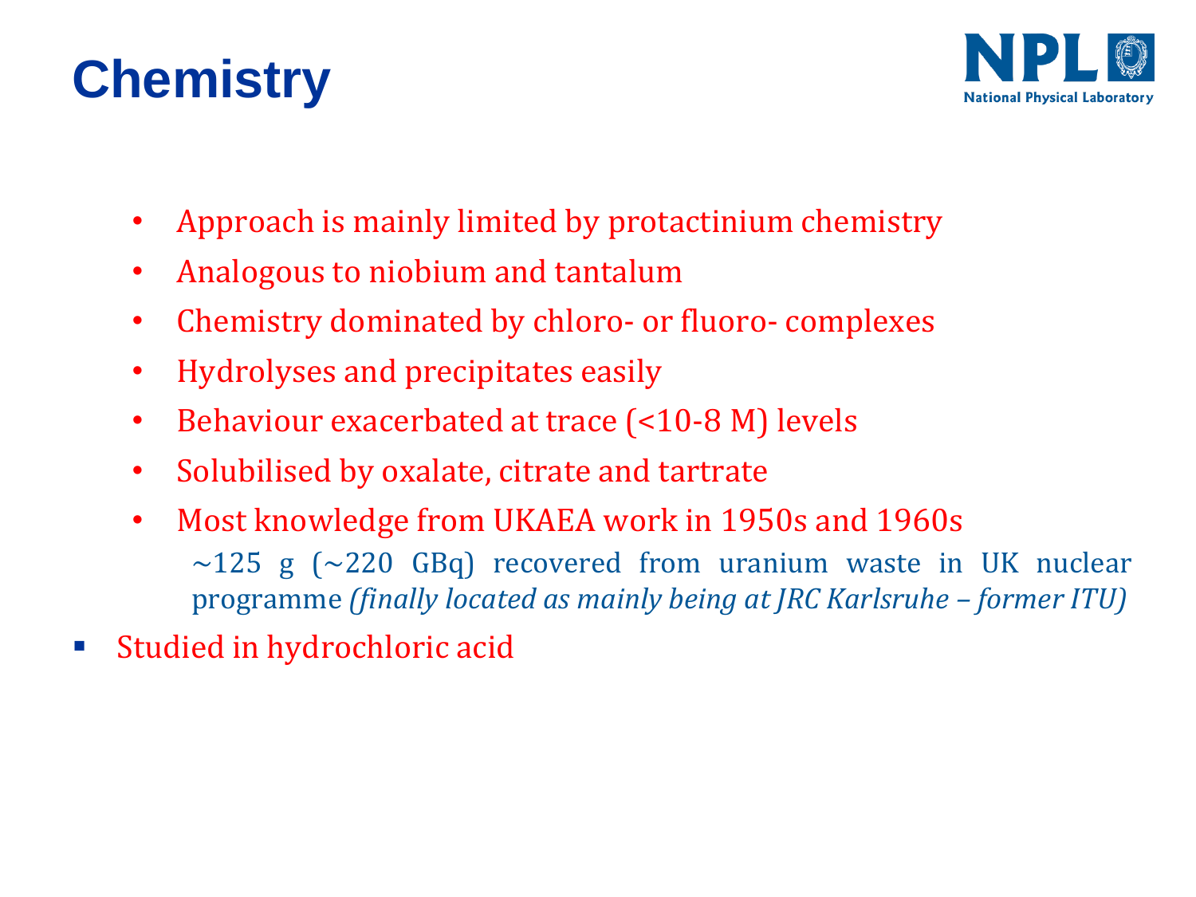# Chemistry

- Approach is mainly limited by protactinium chemistry
- Analogous to niobium and tantalum
- Chemistry dominated by chloro- or fluoro- complexes
- Hydrolyses and precipitates easily
- Behaviour exacerbated at trace (<10-8 M) levels
- Solubilised by oxalate, citrate and tartrate
- Most knowledge from UKAEA work in 1950s and 1960s

  ~125 g (~220 GBq) recovered from uranium waste in UK nuclear programme *(finally located as mainly being at JRC Karlsruhe – former ITU)*

- Studied in hydrochloric acid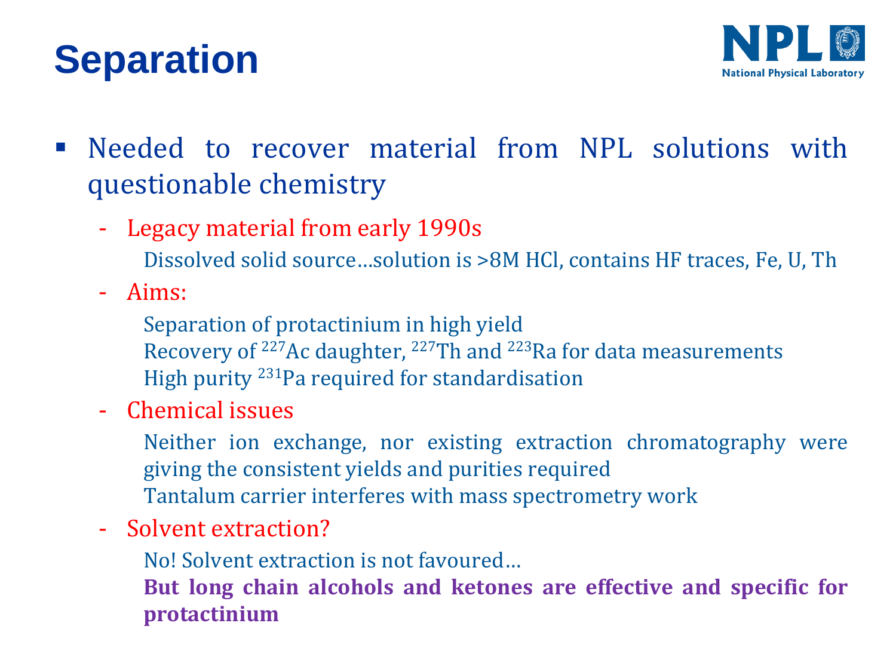# Separation

- Needed to recover material from NPL solutions with questionable chemistry
  - Legacy material from early 1990s
    
    Dissolved solid source…solution is >8M HCl, contains HF traces, Fe, U, Th
  - Aims:
    
    Separation of protactinium in high yield
    
    Recovery of $^{227}$Ac daughter, $^{227}$Th and $^{223}$Ra for data measurements
    
    High purity $^{231}$Pa required for standardisation
  - Chemical issues
    
    Neither ion exchange, nor existing extraction chromatography were giving the consistent yields and purities required
    
    Tantalum carrier interferes with mass spectrometry work
  - Solvent extraction?
    
    No! Solvent extraction is not favoured…
    
    **But long chain alcohols and ketones are effective and specific for protactinium**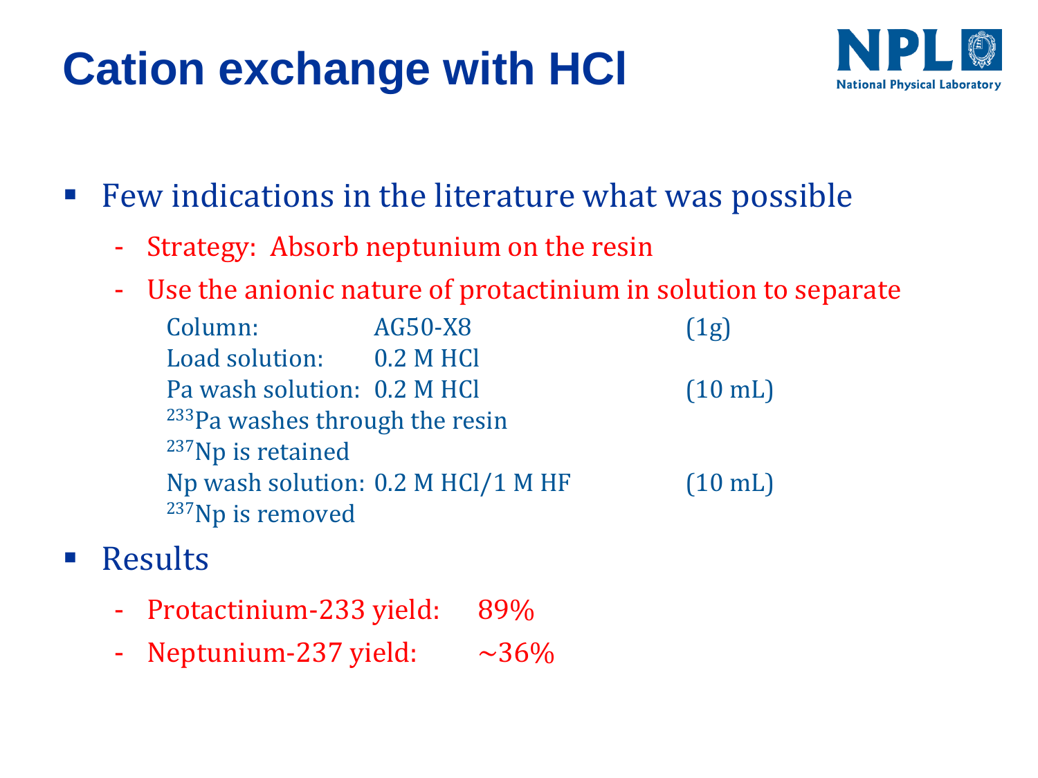# Cation exchange with HCl

- Few indications in the literature what was possible
  - Strategy: Absorb neptunium on the resin
  - Use the anionic nature of protactinium in solution to separate

| | | |
|---|---|---|
| Column: | AG50-X8 | (1g) |
| Load solution: | 0.2 M HCl | |
| Pa wash solution: | 0.2 M HCl | (10 mL) |
| $^{233}$Pa washes through the resin | | |
| $^{237}$Np is retained | | |
| Np wash solution: | 0.2 M HCl/1 M HF | (10 mL) |
| $^{237}$Np is removed | | |

- Results
  - Protactinium-233 yield: 89%
  - Neptunium-237 yield: ~36%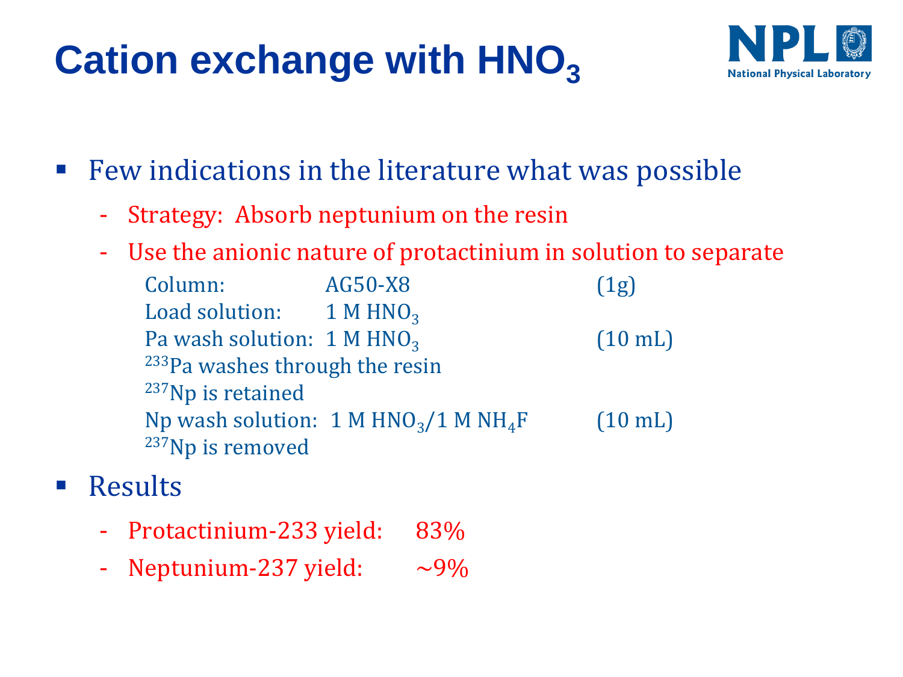# Cation exchange with $HNO_3$

- Few indications in the literature what was possible
  - Strategy: Absorb neptunium on the resin
  - Use the anionic nature of protactinium in solution to separate

| | | |
|---|---|---|
| Column: | AG50-X8 | (1g) |
| Load solution: | 1 M $HNO_3$ | |
| Pa wash solution: | 1 M $HNO_3$ | (10 mL) |

$^{233}$Pa washes through the resin

$^{237}$Np is retained

| | | |
|---|---|---|
| Np wash solution: | 1 M $HNO_3$/1 M $NH_4F$ | (10 mL) |

$^{237}$Np is removed

- Results
  - Protactinium-233 yield: 83%
  - Neptunium-237 yield: ~9%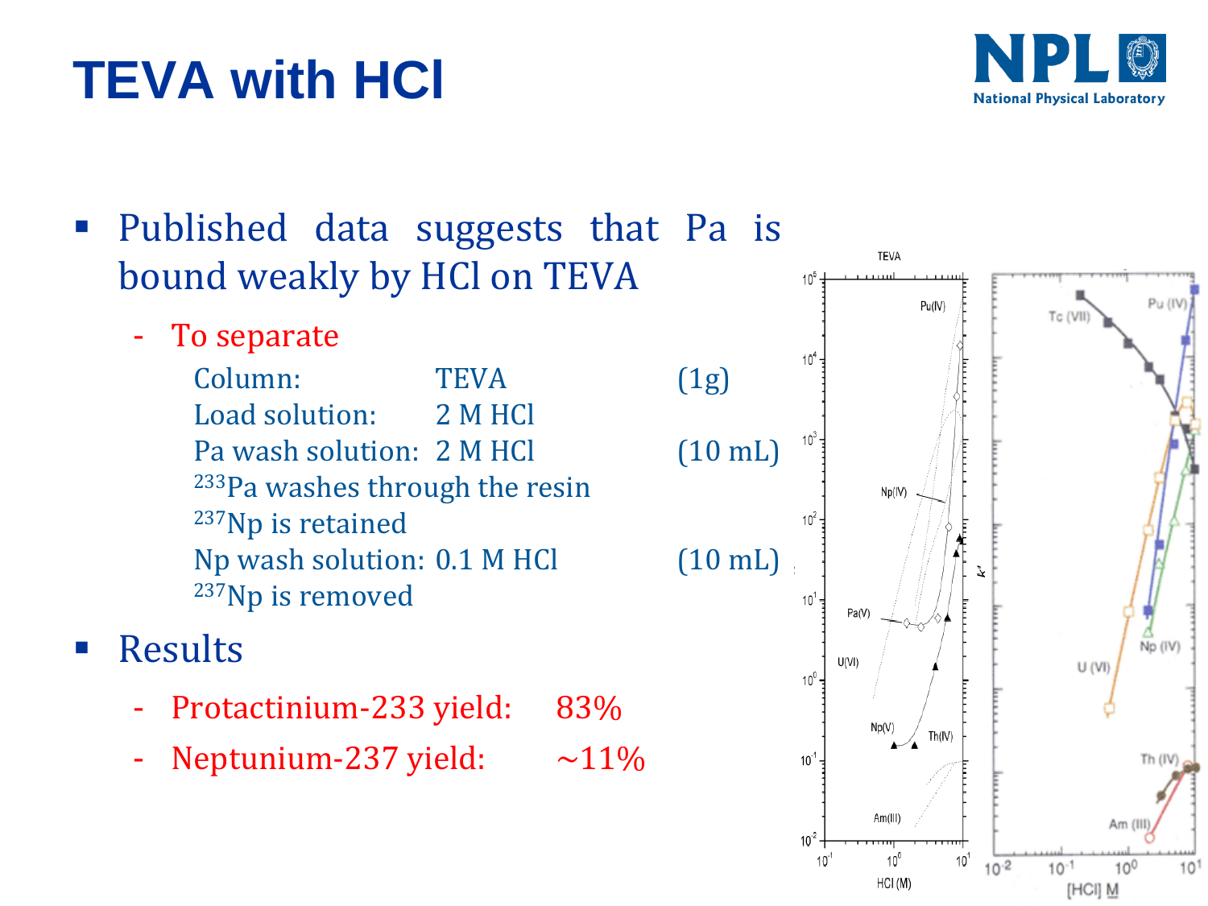# TEVA with HCl

- Published data suggests that Pa is bound weakly by HCl on TEVA
  - To separate

    | | | |
    |---|---|---|
    | Column: | TEVA | (1g) |
    | Load solution: | 2 M HCl | |
    | Pa wash solution: | 2 M HCl | (10 mL) |

    $^{233}$Pa washes through the resin

    $^{237}$Np is retained

    | | | |
    |---|---|---|
    | Np wash solution: | 0.1 M HCl | (10 mL) |

    $^{237}$Np is removed

- Results
  - Protactinium-233 yield: 83%
  - Neptunium-237 yield: ~11%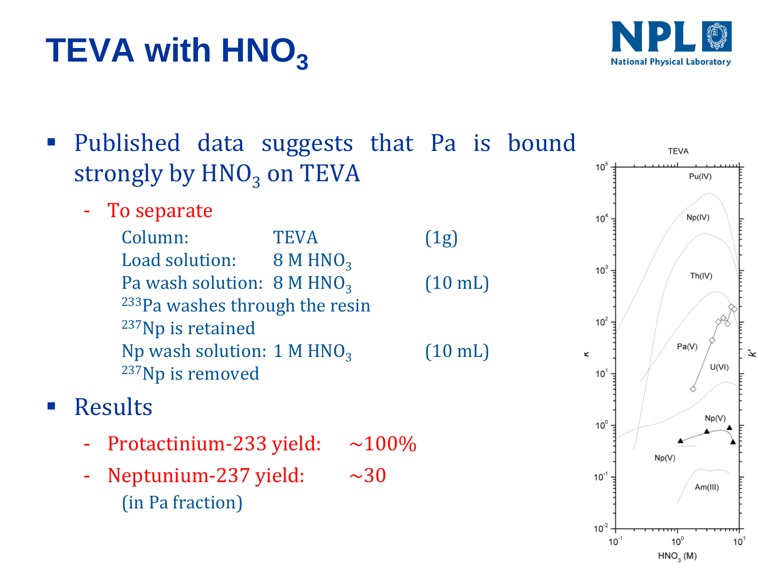# TEVA with $HNO_3$

- Published data suggests that Pa is bound strongly by $HNO_3$ on TEVA
  - To separate

| | | |
|---|---|---|
| Column: | TEVA | (1g) |
| Load solution: | 8 M $HNO_3$ | |
| Pa wash solution: | 8 M $HNO_3$ | (10 mL) |

$^{233}$Pa washes through the resin

$^{237}$Np is retained

| | | |
|---|---|---|
| Np wash solution: | 1 M $HNO_3$ | (10 mL) |

$^{237}$Np is removed

- Results
  - Protactinium-233 yield: ~100%
  - Neptunium-237 yield: ~30
    (in Pa fraction)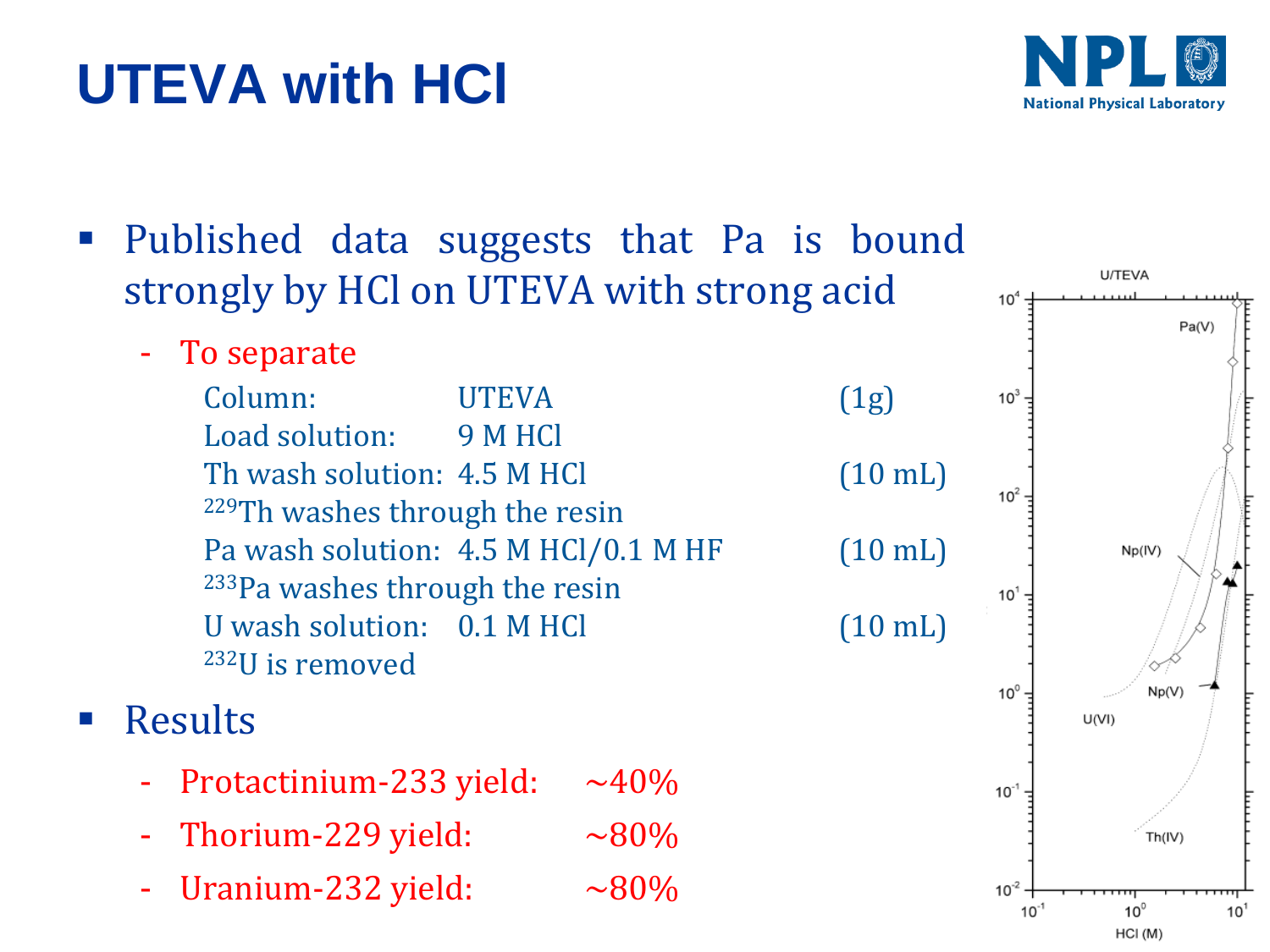# UTEVA with HCl

- Published data suggests that Pa is bound strongly by HCl on UTEVA with strong acid
  - To separate

    | | | |
    |---|---|---|
    | Column: | UTEVA | (1g) |
    | Load solution: | 9 M HCl | |
    | Th wash solution: | 4.5 M HCl | (10 mL) |
    | $^{229}$Th washes through the resin | | |
    | Pa wash solution: | 4.5 M HCl/0.1 M HF | (10 mL) |
    | $^{233}$Pa washes through the resin | | |
    | U wash solution: | 0.1 M HCl | (10 mL) |
    | $^{232}$U is removed | | |

- Results
  - Protactinium-233 yield: ~40%
  - Thorium-229 yield: ~80%
  - Uranium-232 yield: ~80%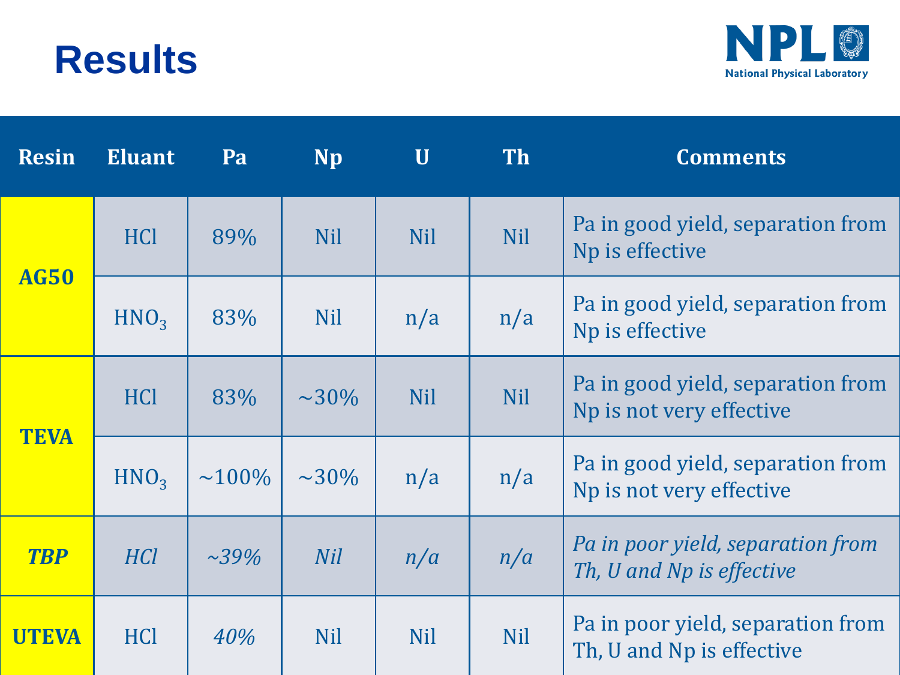# Results

| Resin | Eluant | Pa | Np | U | Th | Comments |
|---|---|---|---|---|---|---|
| **AG50** | HCl | 89% | Nil | Nil | Nil | Pa in good yield, separation from Np is effective |
| | $HNO_3$ | 83% | Nil | n/a | n/a | Pa in good yield, separation from Np is effective |
| **TEVA** | HCl | 83% | ~30% | Nil | Nil | Pa in good yield, separation from Np is not very effective |
| | $HNO_3$ | ~100% | ~30% | n/a | n/a | Pa in good yield, separation from Np is not very effective |
| ***TBP*** | *HCl* | *~39%* | *Nil* | *n/a* | *n/a* | *Pa in poor yield, separation from Th, U and Np is effective* |
| **UTEVA** | HCl | *40%* | Nil | Nil | Nil | Pa in poor yield, separation from Th, U and Np is effective |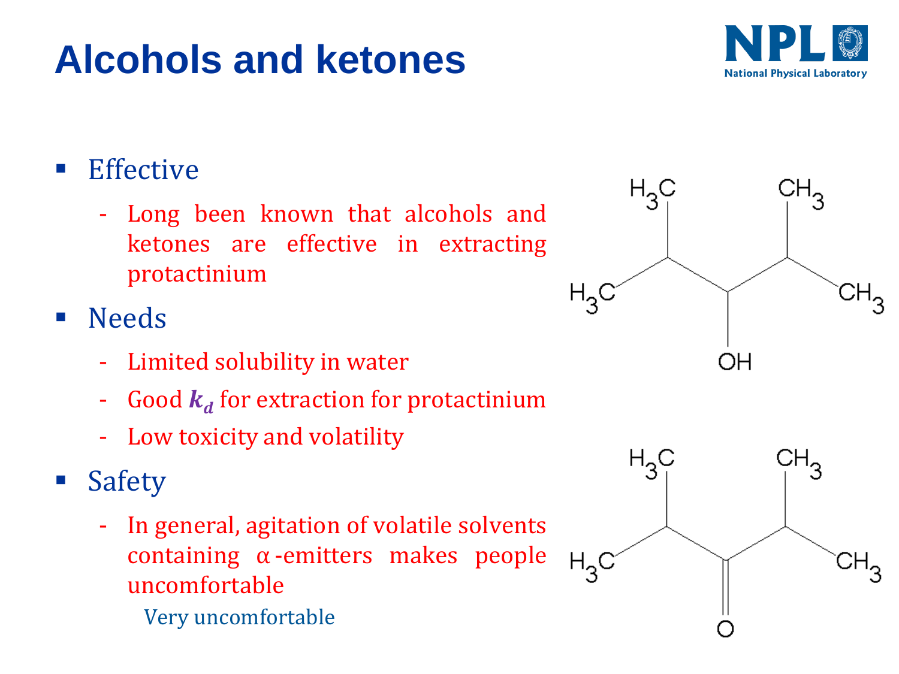# Alcohols and ketones

- Effective
  - Long been known that alcohols and ketones are effective in extracting protactinium
- Needs
  - Limited solubility in water
  - Good $k_d$ for extraction for protactinium
  - Low toxicity and volatility
- Safety
  - In general, agitation of volatile solvents containing α-emitters makes people uncomfortable

    Very uncomfortable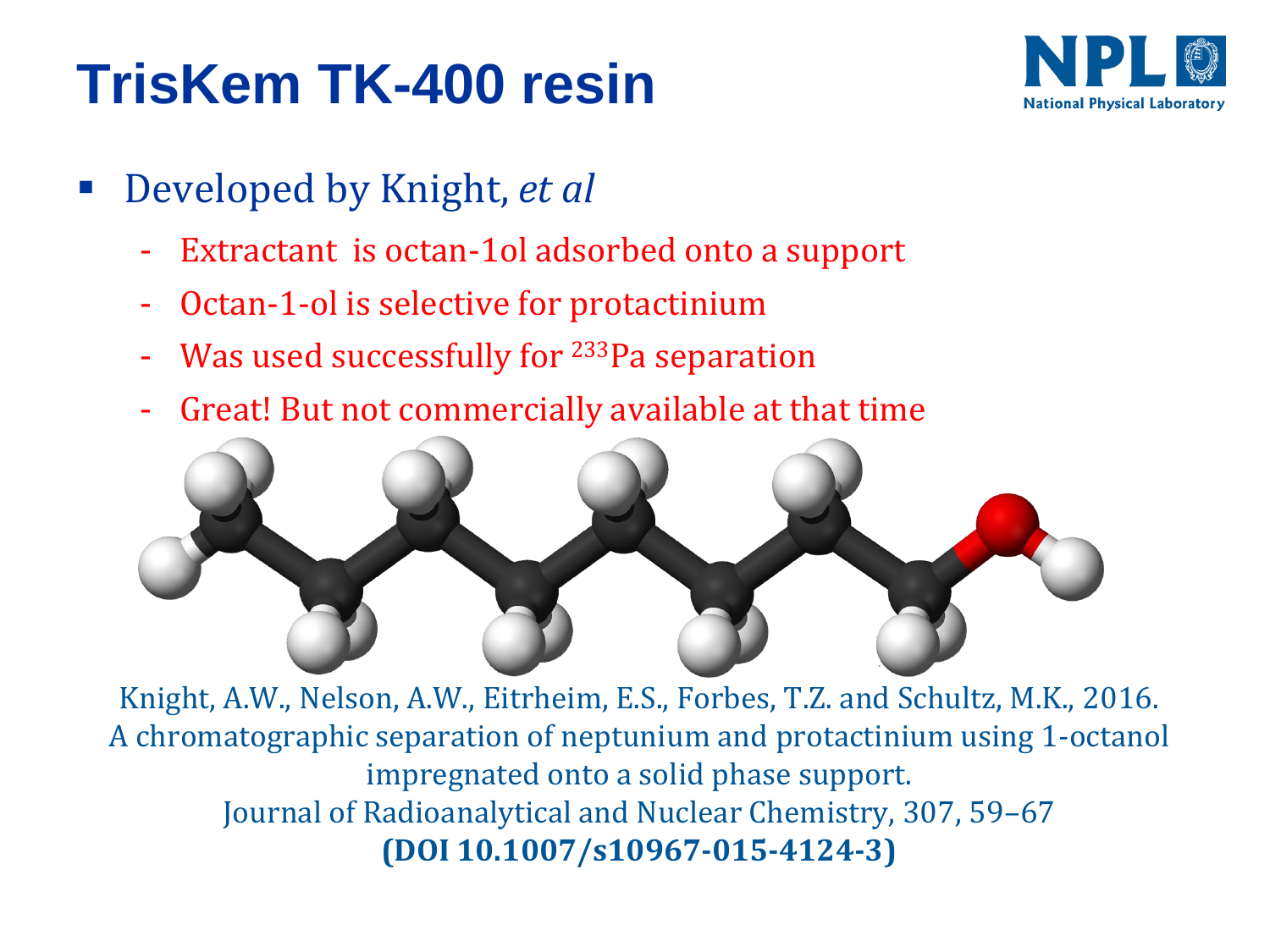# TrisKem TK-400 resin

- Developed by Knight, *et al*
  - Extractant is octan-1ol adsorbed onto a support
  - Octan-1-ol is selective for protactinium
  - Was used successfully for $^{233}$Pa separation
  - Great! But not commercially available at that time

Knight, A.W., Nelson, A.W., Eitrheim, E.S., Forbes, T.Z. and Schultz, M.K., 2016. A chromatographic separation of neptunium and protactinium using 1-octanol impregnated onto a solid phase support. Journal of Radioanalytical and Nuclear Chemistry, 307, 59–67 **(DOI 10.1007/s10967-015-4124-3)**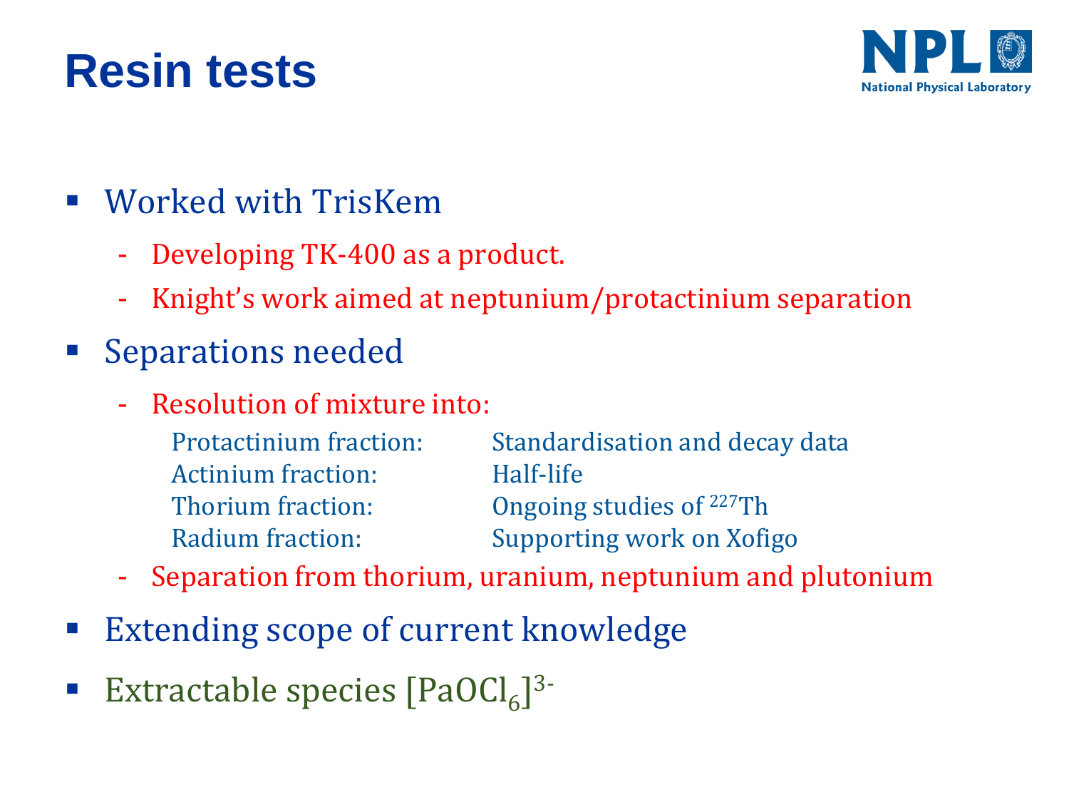# Resin tests

- Worked with TrisKem
  - Developing TK-400 as a product.
  - Knight's work aimed at neptunium/protactinium separation
- Separations needed
  - Resolution of mixture into:

| | |
|---|---|
| Protactinium fraction: | Standardisation and decay data |
| Actinium fraction: | Half-life |
| Thorium fraction: | Ongoing studies of $^{227}Th$ |
| Radium fraction: | Supporting work on Xofigo |

  - Separation from thorium, uranium, neptunium and plutonium
- Extending scope of current knowledge
- Extractable species $[PaOCl_6]^{3-}$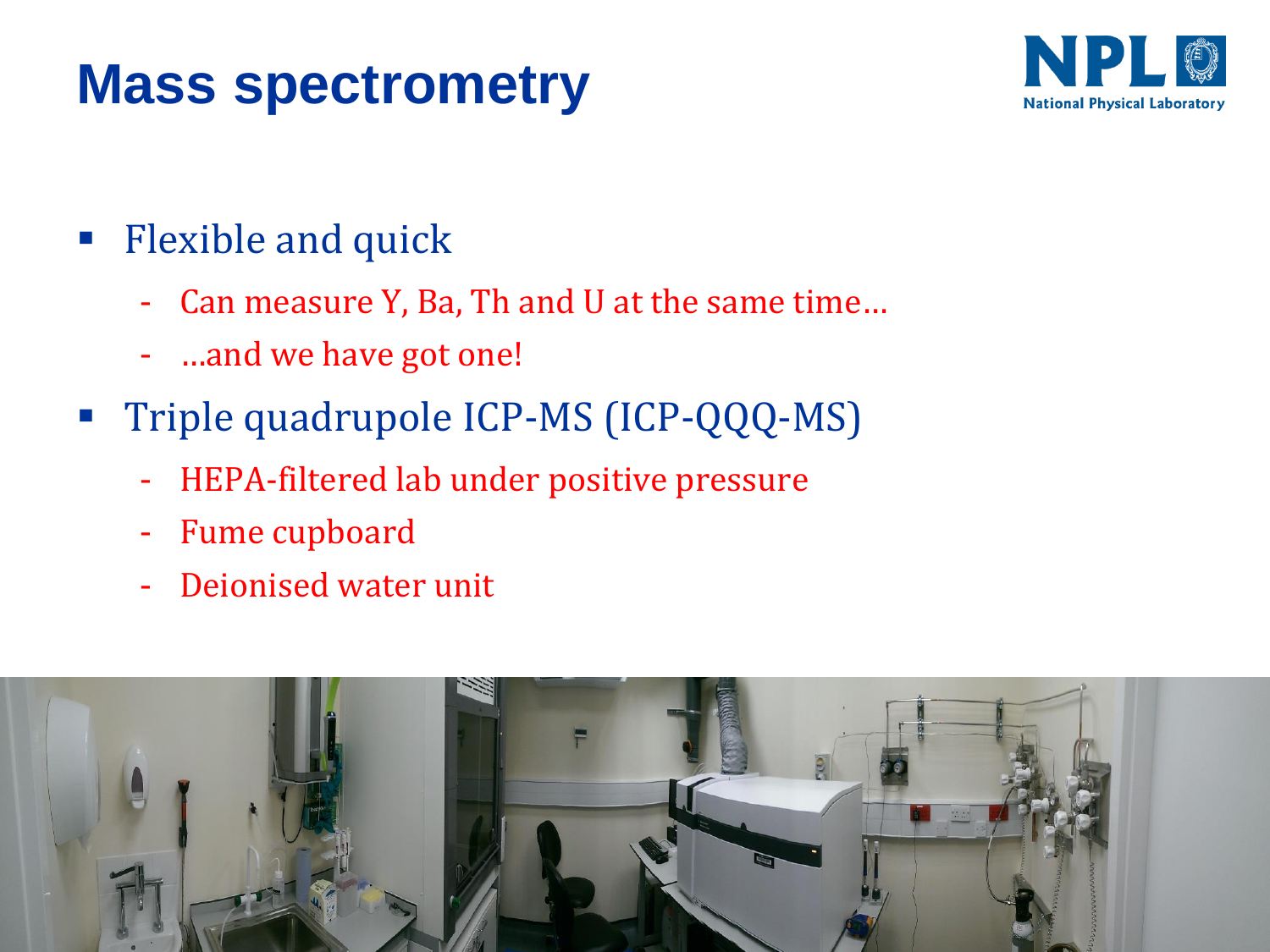# Mass spectrometry

- Flexible and quick
  - Can measure Y, Ba, Th and U at the same time…
  - …and we have got one!
- Triple quadrupole ICP-MS (ICP-QQQ-MS)
  - HEPA-filtered lab under positive pressure
  - Fume cupboard
  - Deionised water unit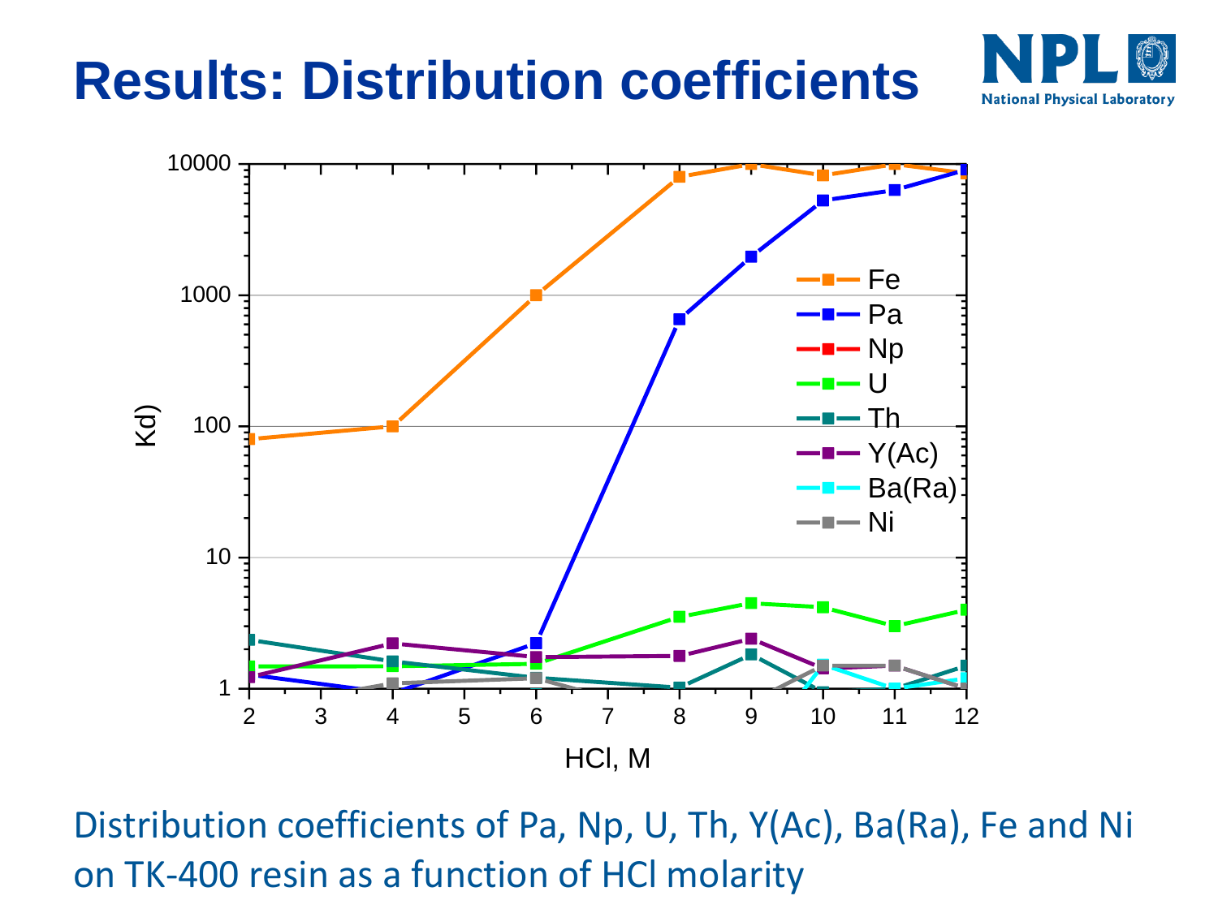# Results: Distribution coefficients

Distribution coefficients of Pa, Np, U, Th, Y(Ac), Ba(Ra), Fe and Ni on TK-400 resin as a function of HCl molarity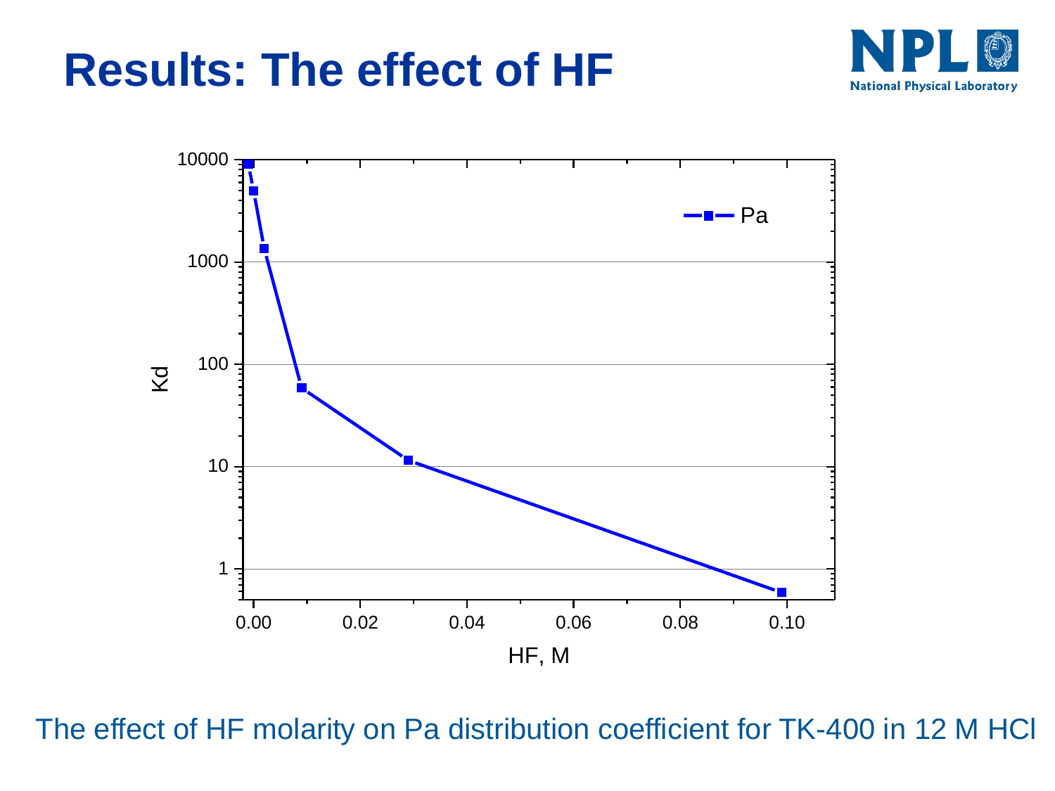# Results: The effect of HF

The effect of HF molarity on Pa distribution coefficient for TK-400 in 12 M HCl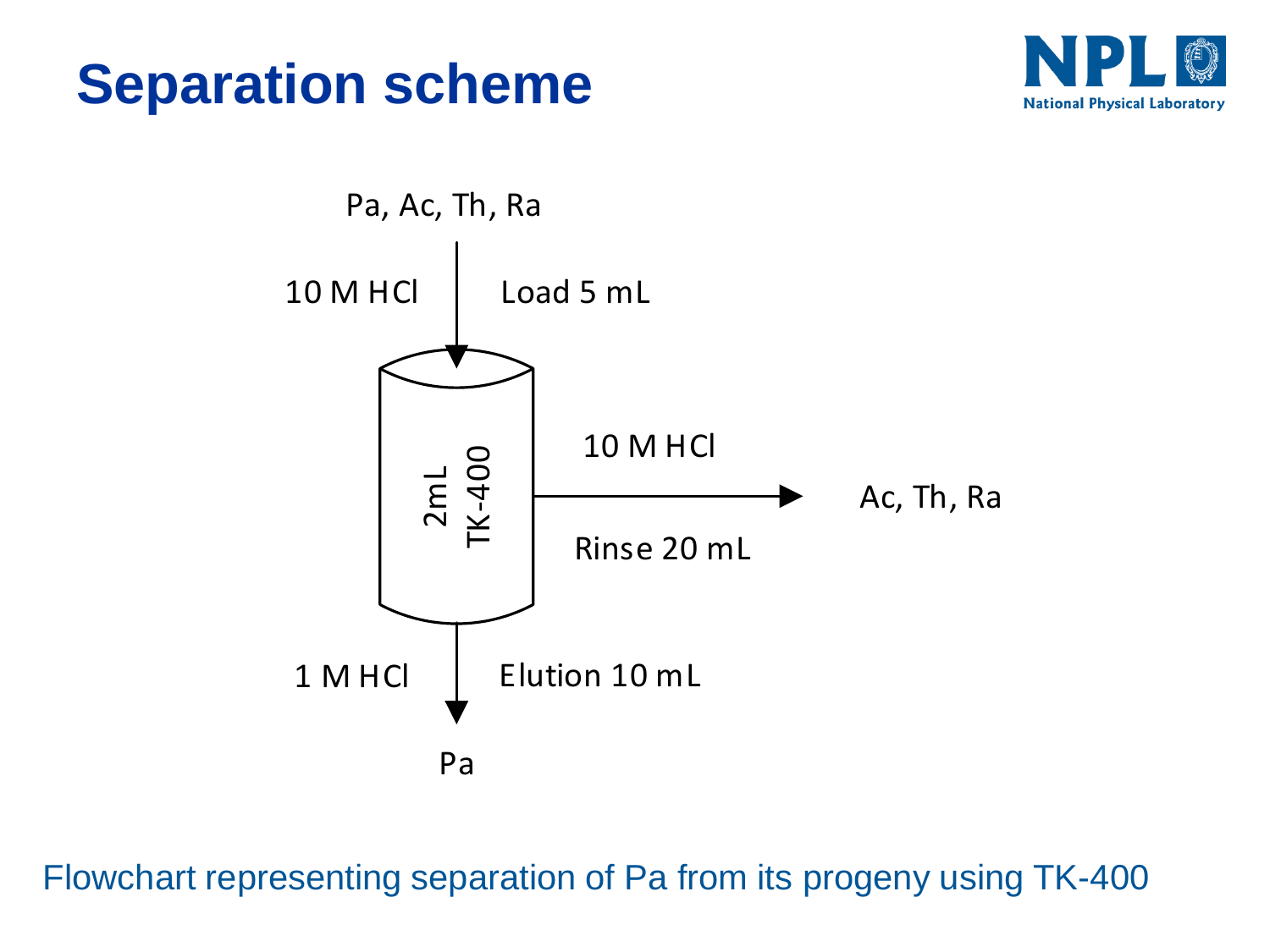# Separation scheme

Pa, Ac, Th, Ra

10 M HCl — Load 5 mL

2mL TK-400

10 M HCl — Rinse 20 mL → Ac, Th, Ra

1 M HCl — Elution 10 mL → Pa

Flowchart representing separation of Pa from its progeny using TK-400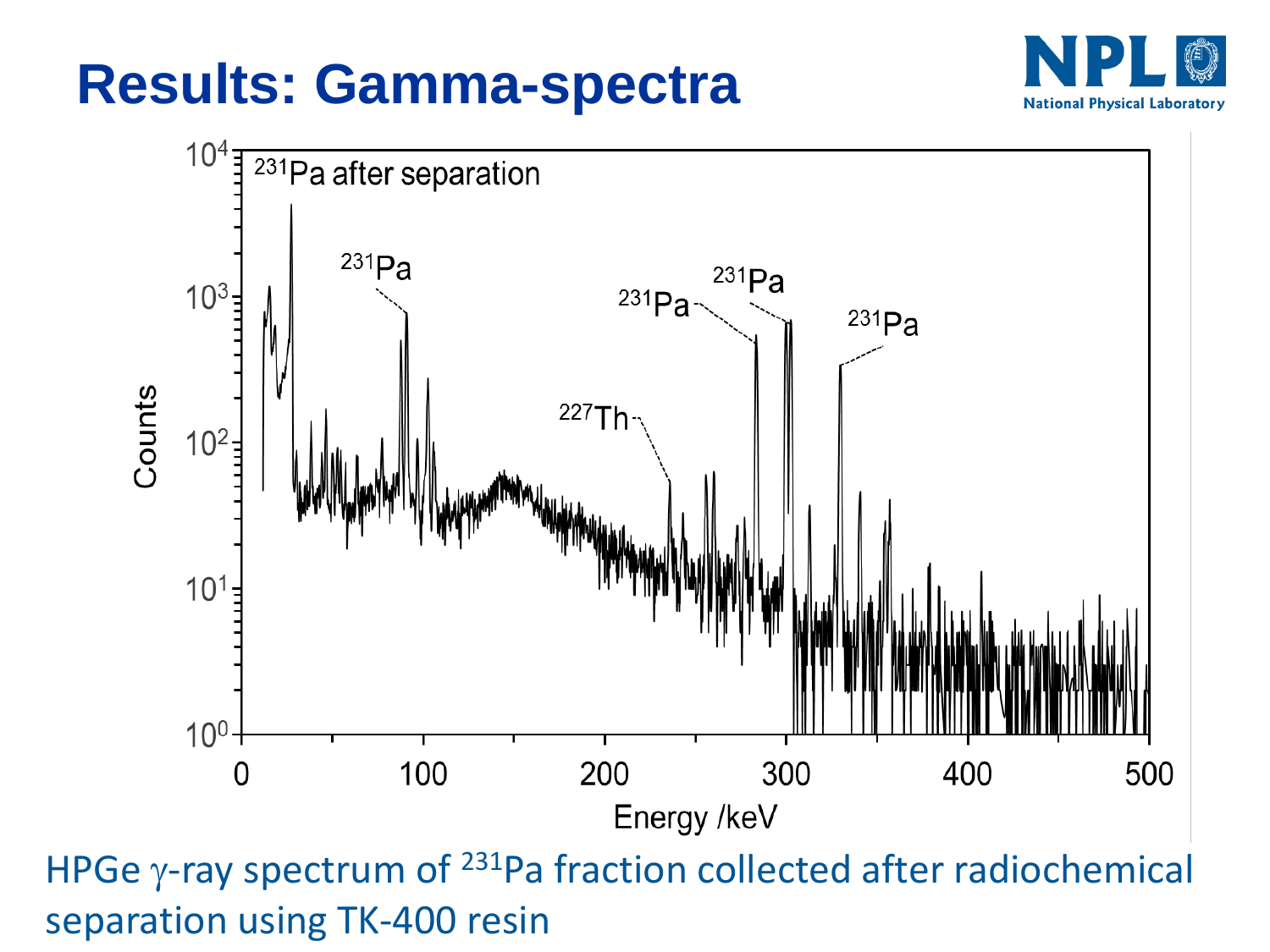# Results: Gamma-spectra

HPGe γ-ray spectrum of $^{231}$Pa fraction collected after radiochemical separation using TK-400 resin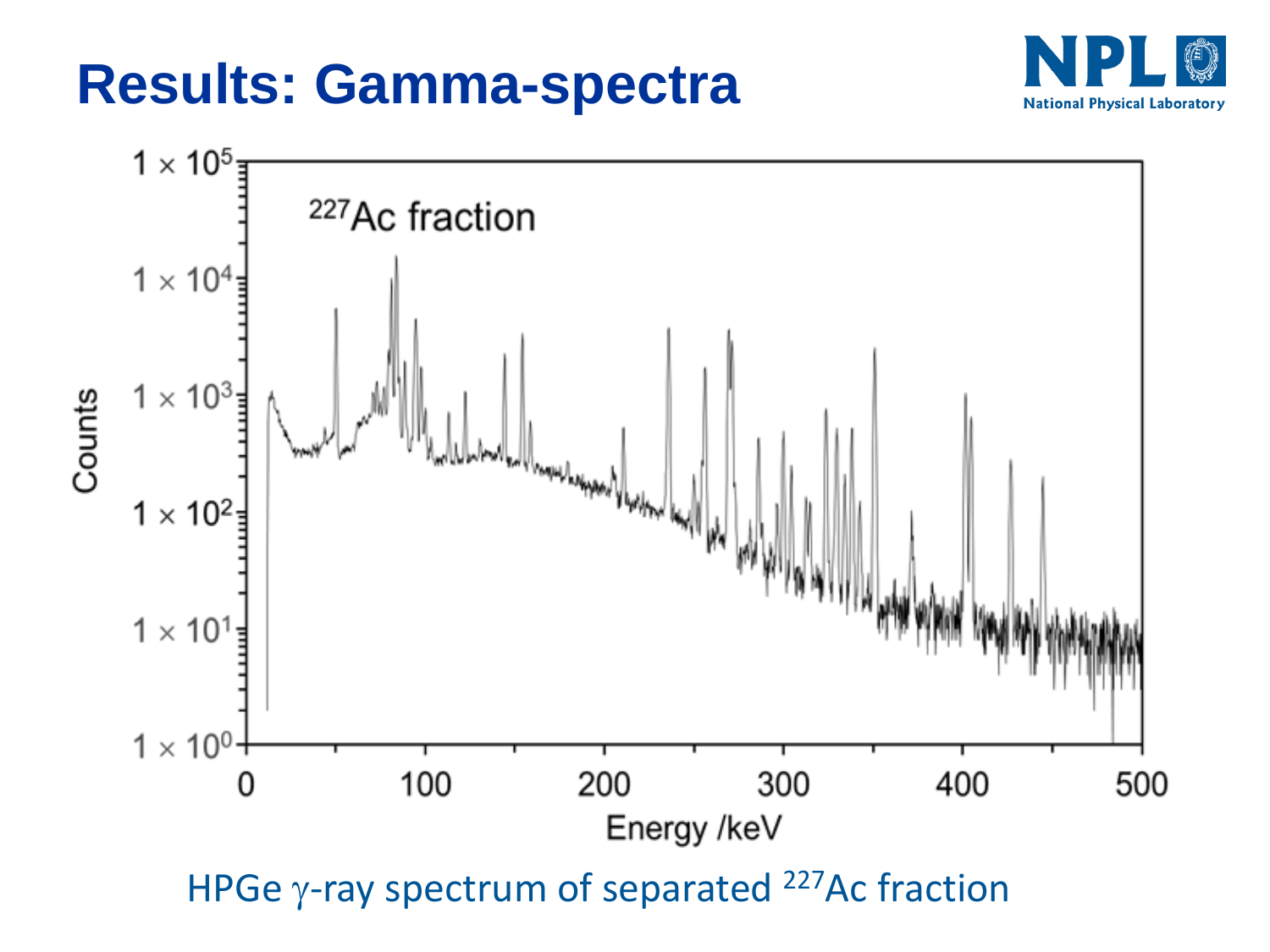# Results: Gamma-spectra

HPGe $\gamma$-ray spectrum of separated $^{227}Ac$ fraction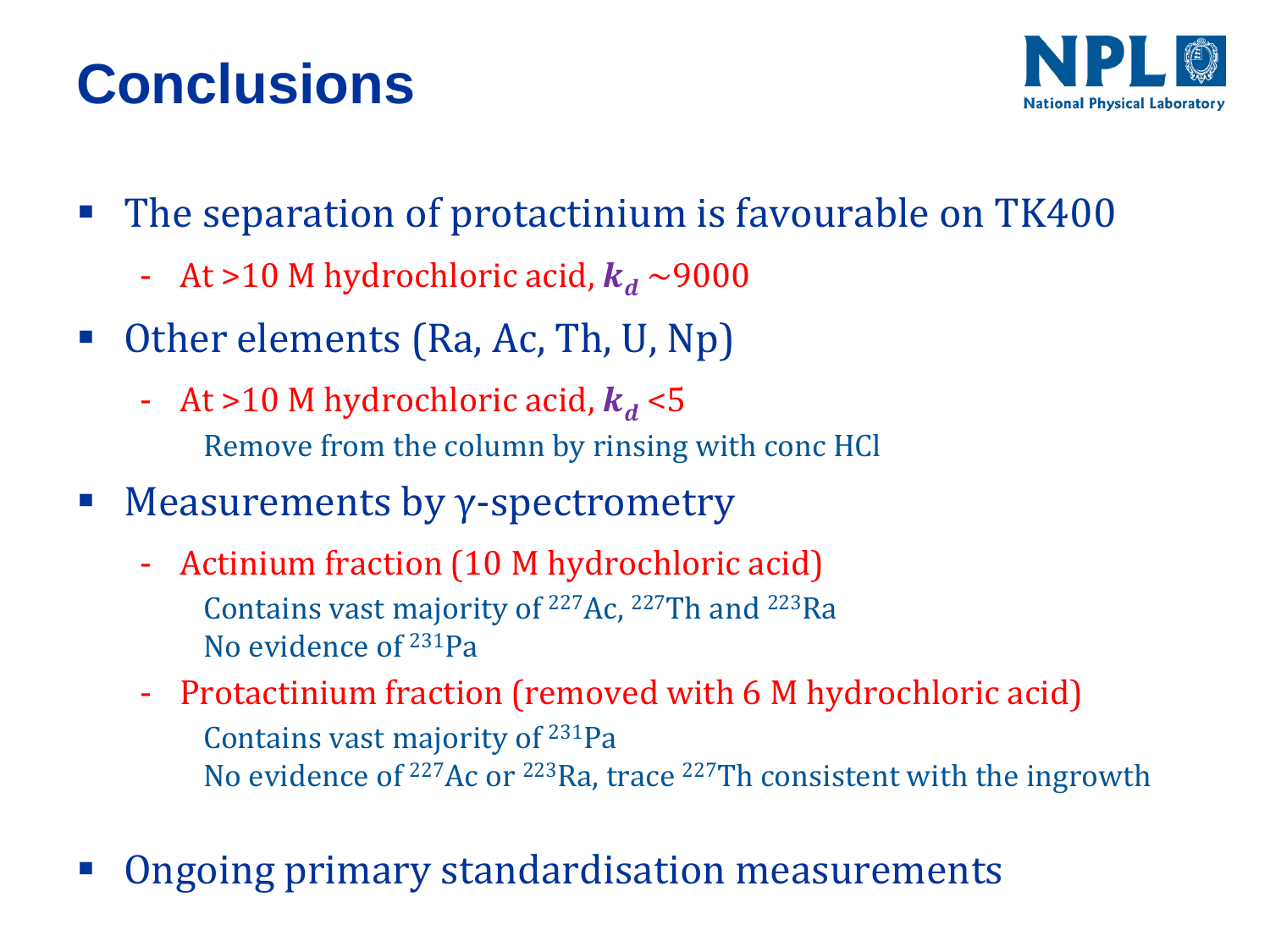# Conclusions

- The separation of protactinium is favourable on TK400
  - At >10 M hydrochloric acid, $k_d$ ~9000
- Other elements (Ra, Ac, Th, U, Np)
  - At >10 M hydrochloric acid, $k_d$ <5

    Remove from the column by rinsing with conc HCl
- Measurements by $\gamma$-spectrometry
  - Actinium fraction (10 M hydrochloric acid)

    Contains vast majority of $^{227}$Ac, $^{227}$Th and $^{223}$Ra

    No evidence of $^{231}$Pa
  - Protactinium fraction (removed with 6 M hydrochloric acid)

    Contains vast majority of $^{231}$Pa

    No evidence of $^{227}$Ac or $^{223}$Ra, trace $^{227}$Th consistent with the ingrowth
- Ongoing primary standardisation measurements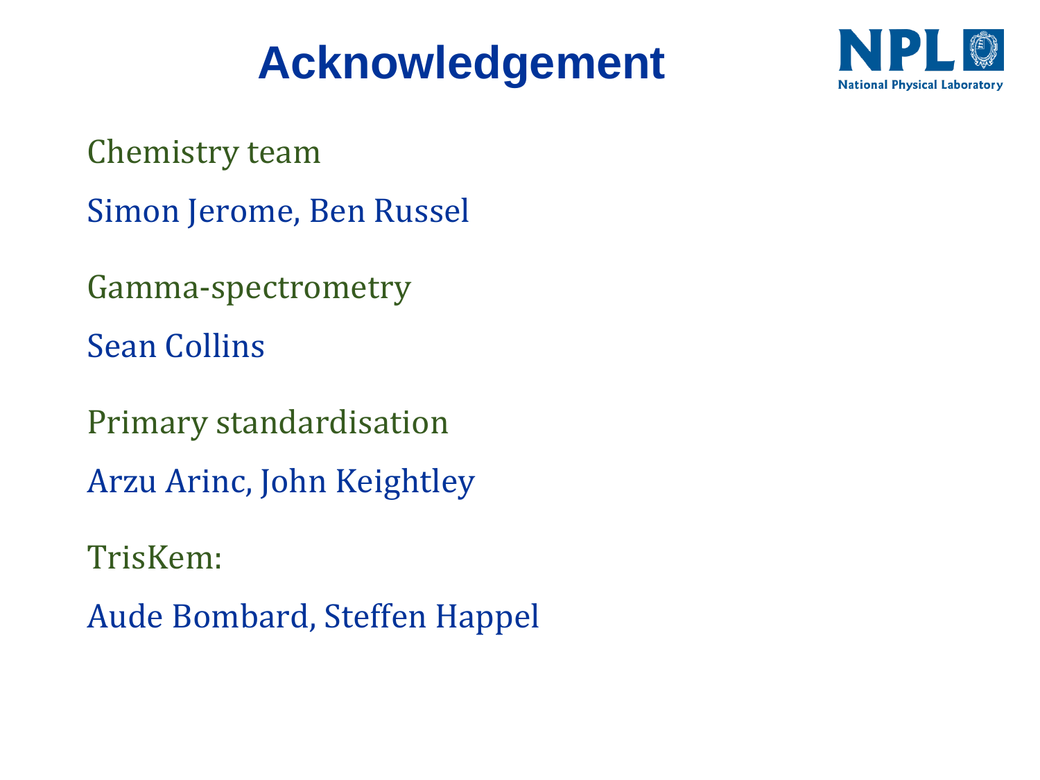# Acknowledgement

Chemistry team

Simon Jerome, Ben Russel

Gamma-spectrometry

Sean Collins

Primary standardisation

Arzu Arinc, John Keightley

TrisKem:

Aude Bombard, Steffen Happel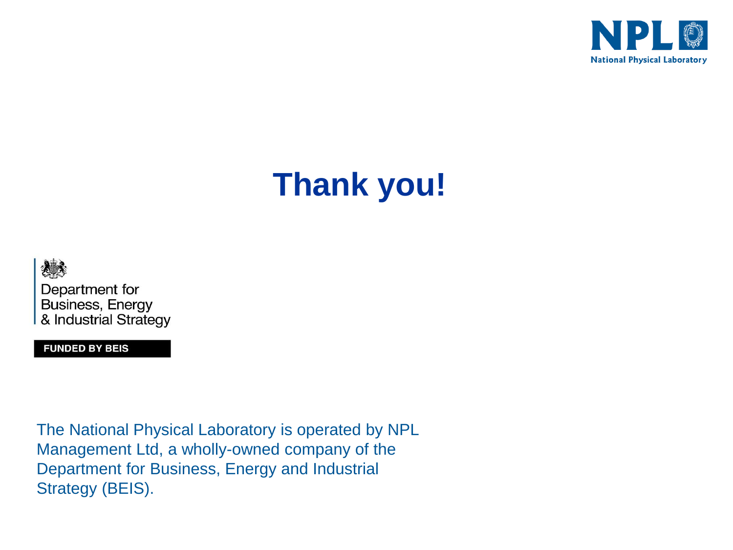NPL National Physical Laboratory

# Thank you!

Department for Business, Energy & Industrial Strategy

**FUNDED BY BEIS**

The National Physical Laboratory is operated by NPL Management Ltd, a wholly-owned company of the Department for Business, Energy and Industrial Strategy (BEIS).